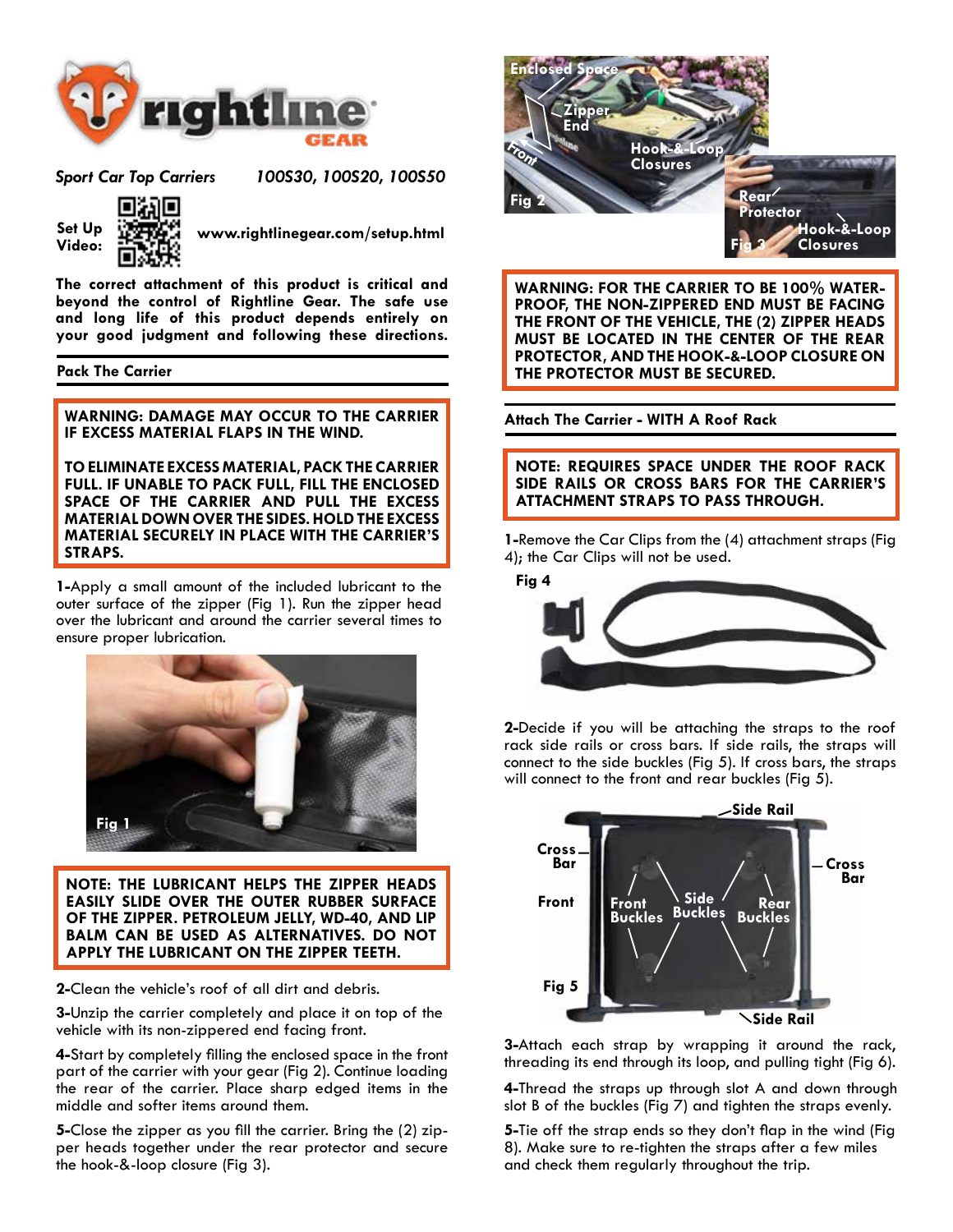# rightline GEAR

*Sport Car Top Carriers* *100S30, 100S20, 100S50*

**Set Up Video:** www.rightlinegear.com/setup.html

**The correct attachment of this product is critical and beyond the control of Rightline Gear. The safe use and long life of this product depends entirely on your good judgment and following these directions.**

## Pack The Carrier

**WARNING: DAMAGE MAY OCCUR TO THE CARRIER IF EXCESS MATERIAL FLAPS IN THE WIND.**

**TO ELIMINATE EXCESS MATERIAL, PACK THE CARRIER FULL. IF UNABLE TO PACK FULL, FILL THE ENCLOSED SPACE OF THE CARRIER AND PULL THE EXCESS MATERIAL DOWN OVER THE SIDES. HOLD THE EXCESS MATERIAL SECURELY IN PLACE WITH THE CARRIER'S STRAPS.**

**1-**Apply a small amount of the included lubricant to the outer surface of the zipper (Fig 1). Run the zipper head over the lubricant and around the carrier several times to ensure proper lubrication.

Fig 1

**NOTE: THE LUBRICANT HELPS THE ZIPPER HEADS EASILY SLIDE OVER THE OUTER RUBBER SURFACE OF THE ZIPPER. PETROLEUM JELLY, WD-40, AND LIP BALM CAN BE USED AS ALTERNATIVES. DO NOT APPLY THE LUBRICANT ON THE ZIPPER TEETH.**

**2-**Clean the vehicle's roof of all dirt and debris.

**3-**Unzip the carrier completely and place it on top of the vehicle with its non-zippered end facing front.

**4-**Start by completely filling the enclosed space in the front part of the carrier with your gear (Fig 2). Continue loading the rear of the carrier. Place sharp edged items in the middle and softer items around them.

**5-**Close the zipper as you fill the carrier. Bring the (2) zipper heads together under the rear protector and secure the hook-&-loop closure (Fig 3).

Enclosed Space, Zipper End, Front, Hook-&-Loop Closures — Fig 2

Rear Protector, Hook-&-Loop Closures — Fig 3

**WARNING: FOR THE CARRIER TO BE 100% WATERPROOF, THE NON-ZIPPERED END MUST BE FACING THE FRONT OF THE VEHICLE, THE (2) ZIPPER HEADS MUST BE LOCATED IN THE CENTER OF THE REAR PROTECTOR, AND THE HOOK-&-LOOP CLOSURE ON THE PROTECTOR MUST BE SECURED.**

## Attach The Carrier - WITH A Roof Rack

**NOTE: REQUIRES SPACE UNDER THE ROOF RACK SIDE RAILS OR CROSS BARS FOR THE CARRIER'S ATTACHMENT STRAPS TO PASS THROUGH.**

**1-**Remove the Car Clips from the (4) attachment straps (Fig 4); the Car Clips will not be used.

Fig 4

**2-**Decide if you will be attaching the straps to the roof rack side rails or cross bars. If side rails, the straps will connect to the side buckles (Fig 5). If cross bars, the straps will connect to the front and rear buckles (Fig 5).

Side Rail, Cross Bar, Front, Front Buckles, Side Buckles, Rear Buckles, Cross Bar, Side Rail — Fig 5

**3-**Attach each strap by wrapping it around the rack, threading its end through its loop, and pulling tight (Fig 6).

**4-**Thread the straps up through slot A and down through slot B of the buckles (Fig 7) and tighten the straps evenly.

**5-**Tie off the strap ends so they don't flap in the wind (Fig 8). Make sure to re-tighten the straps after a few miles and check them regularly throughout the trip.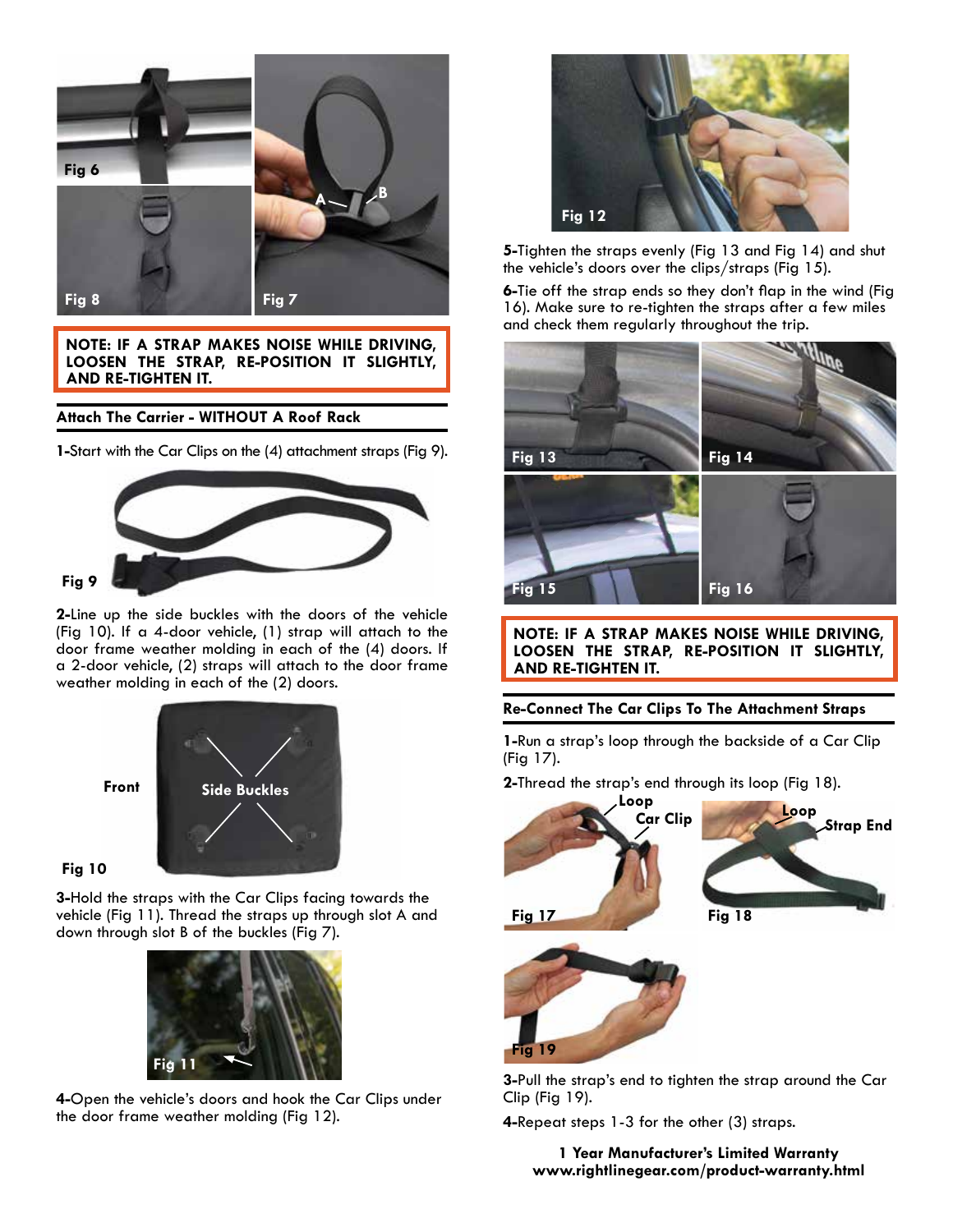Fig 6

Fig 8

Fig 7

A

B

**NOTE: IF A STRAP MAKES NOISE WHILE DRIVING, LOOSEN THE STRAP, RE-POSITION IT SLIGHTLY, AND RE-TIGHTEN IT.**

## Attach The Carrier - WITHOUT A Roof Rack

**1-**Start with the Car Clips on the (4) attachment straps (Fig 9).

Fig 9

**2-**Line up the side buckles with the doors of the vehicle (Fig 10). If a 4-door vehicle, (1) strap will attach to the door frame weather molding in each of the (4) doors. If a 2-door vehicle, (2) straps will attach to the door frame weather molding in each of the (2) doors.

Front

Side Buckles

Fig 10

**3-**Hold the straps with the Car Clips facing towards the vehicle (Fig 11). Thread the straps up through slot A and down through slot B of the buckles (Fig 7).

Fig 11

**4-**Open the vehicle's doors and hook the Car Clips under the door frame weather molding (Fig 12).

Fig 12

**5-**Tighten the straps evenly (Fig 13 and Fig 14) and shut the vehicle's doors over the clips/straps (Fig 15).

**6-**Tie off the strap ends so they don't flap in the wind (Fig 16). Make sure to re-tighten the straps after a few miles and check them regularly throughout the trip.

Fig 13

Fig 14

Fig 15

Fig 16

**NOTE: IF A STRAP MAKES NOISE WHILE DRIVING, LOOSEN THE STRAP, RE-POSITION IT SLIGHTLY, AND RE-TIGHTEN IT.**

## Re-Connect The Car Clips To The Attachment Straps

**1-**Run a strap's loop through the backside of a Car Clip (Fig 17).

**2-**Thread the strap's end through its loop (Fig 18).

Loop

Car Clip

Fig 17

Loop

Strap End

Fig 18

Fig 19

**3-**Pull the strap's end to tighten the strap around the Car Clip (Fig 19).

**4-**Repeat steps 1-3 for the other (3) straps.

**1 Year Manufacturer's Limited Warranty**
**www.rightlinegear.com/product-warranty.html**